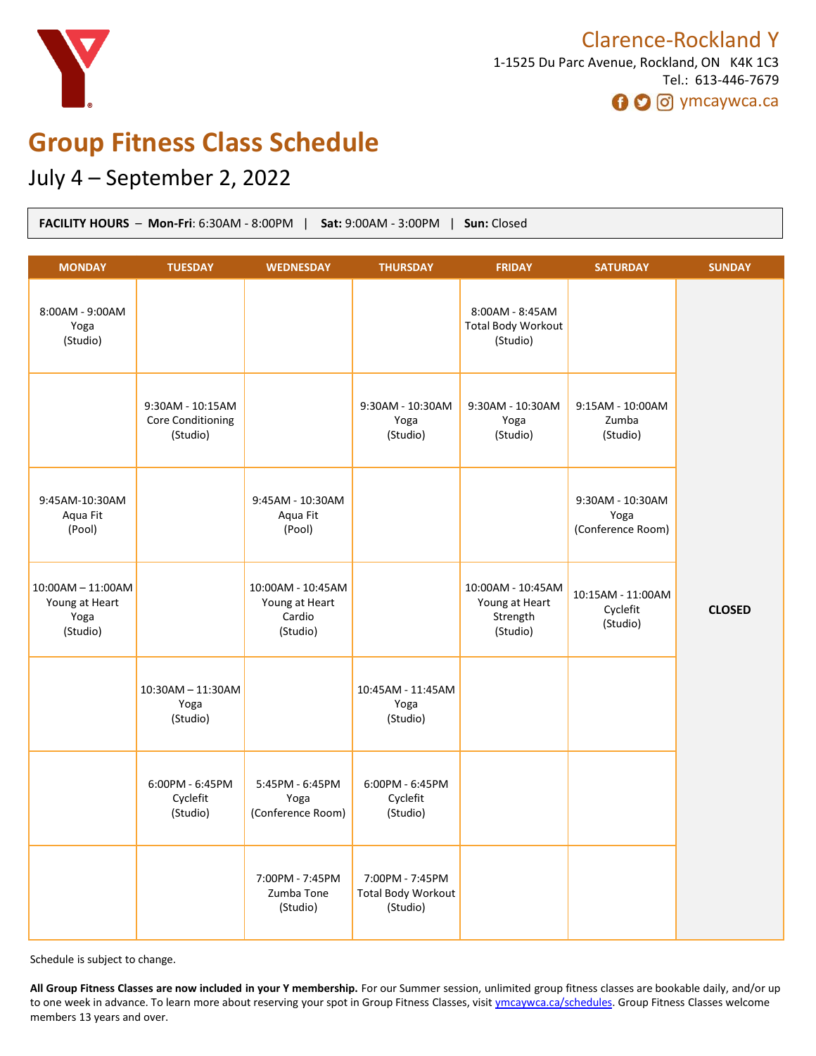Clarence-Rockland Y

1-1525 Du Parc Avenue, Rockland, ON K4K 1C3
Tel.: 613-446-7679
ymcaywca.ca

# Group Fitness Class Schedule

## July 4 – September 2, 2022

**FACILITY HOURS** – **Mon-Fri**: 6:30AM - 8:00PM | **Sat:** 9:00AM - 3:00PM | **Sun:** Closed

| MONDAY | TUESDAY | WEDNESDAY | THURSDAY | FRIDAY | SATURDAY | SUNDAY |
|---|---|---|---|---|---|---|
| 8:00AM - 9:00AM Yoga (Studio) | | | | 8:00AM - 8:45AM Total Body Workout (Studio) | | **CLOSED** |
| | 9:30AM - 10:15AM Core Conditioning (Studio) | | 9:30AM - 10:30AM Yoga (Studio) | 9:30AM - 10:30AM Yoga (Studio) | 9:15AM - 10:00AM Zumba (Studio) | |
| 9:45AM-10:30AM Aqua Fit (Pool) | | 9:45AM - 10:30AM Aqua Fit (Pool) | | | 9:30AM - 10:30AM Yoga (Conference Room) | |
| 10:00AM – 11:00AM Young at Heart Yoga (Studio) | | 10:00AM - 10:45AM Young at Heart Cardio (Studio) | | 10:00AM - 10:45AM Young at Heart Strength (Studio) | 10:15AM - 11:00AM Cyclefit (Studio) | |
| | 10:30AM – 11:30AM Yoga (Studio) | | 10:45AM - 11:45AM Yoga (Studio) | | | |
| | 6:00PM - 6:45PM Cyclefit (Studio) | 5:45PM - 6:45PM Yoga (Conference Room) | 6:00PM - 6:45PM Cyclefit (Studio) | | | |
| | | 7:00PM - 7:45PM Zumba Tone (Studio) | 7:00PM - 7:45PM Total Body Workout (Studio) | | | |

Schedule is subject to change.

**All Group Fitness Classes are now included in your Y membership.** For our Summer session, unlimited group fitness classes are bookable daily, and/or up to one week in advance. To learn more about reserving your spot in Group Fitness Classes, visit ymcaywca.ca/schedules. Group Fitness Classes welcome members 13 years and over.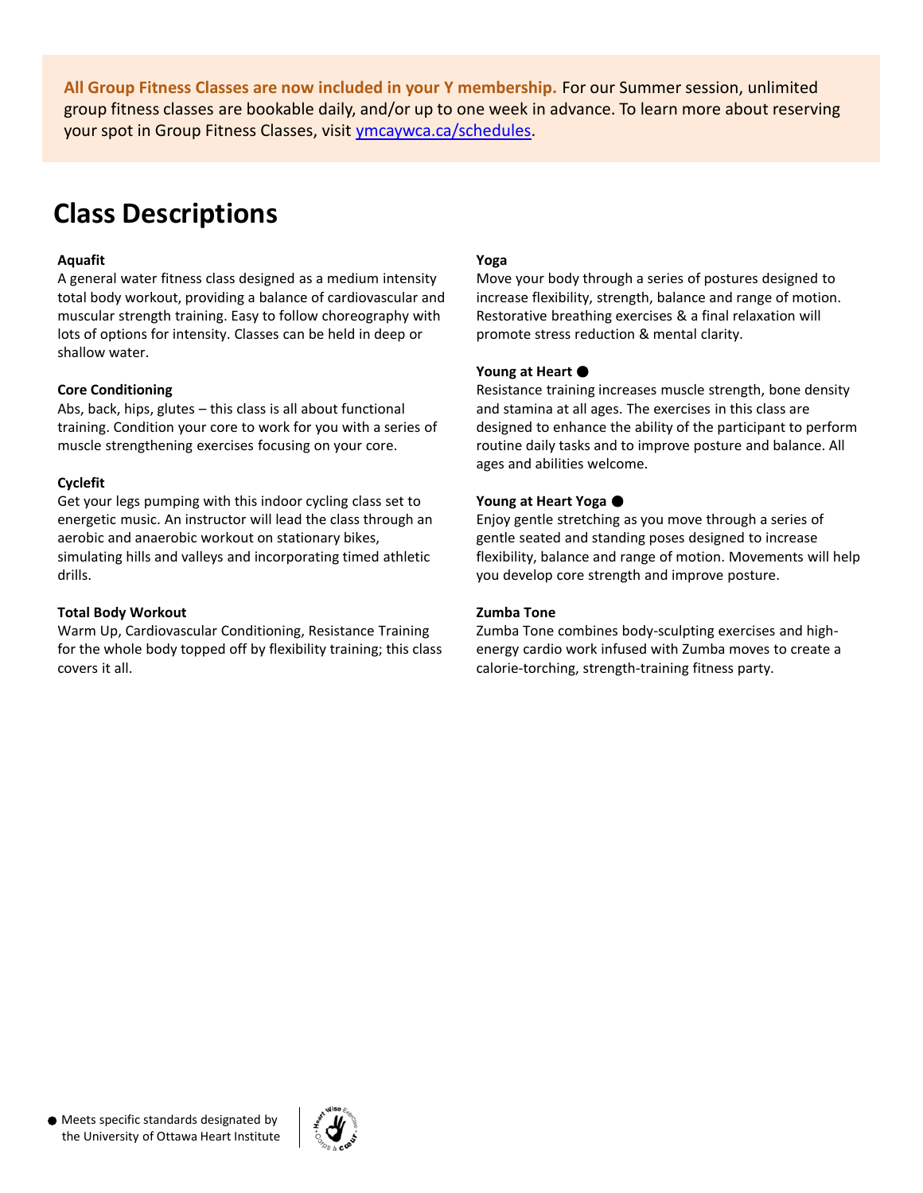**All Group Fitness Classes are now included in your Y membership.** For our Summer session, unlimited group fitness classes are bookable daily, and/or up to one week in advance. To learn more about reserving your spot in Group Fitness Classes, visit [ymcaywca.ca/schedules](ymcaywca.ca/schedules).

# Class Descriptions

**Aquafit**
A general water fitness class designed as a medium intensity total body workout, providing a balance of cardiovascular and muscular strength training. Easy to follow choreography with lots of options for intensity. Classes can be held in deep or shallow water.

**Core Conditioning**
Abs, back, hips, glutes – this class is all about functional training. Condition your core to work for you with a series of muscle strengthening exercises focusing on your core.

**Cyclefit**
Get your legs pumping with this indoor cycling class set to energetic music. An instructor will lead the class through an aerobic and anaerobic workout on stationary bikes, simulating hills and valleys and incorporating timed athletic drills.

**Total Body Workout**
Warm Up, Cardiovascular Conditioning, Resistance Training for the whole body topped off by flexibility training; this class covers it all.

**Yoga**
Move your body through a series of postures designed to increase flexibility, strength, balance and range of motion. Restorative breathing exercises & a final relaxation will promote stress reduction & mental clarity.

**Young at Heart ●**
Resistance training increases muscle strength, bone density and stamina at all ages. The exercises in this class are designed to enhance the ability of the participant to perform routine daily tasks and to improve posture and balance. All ages and abilities welcome.

**Young at Heart Yoga ●**
Enjoy gentle stretching as you move through a series of gentle seated and standing poses designed to increase flexibility, balance and range of motion. Movements will help you develop core strength and improve posture.

**Zumba Tone**
Zumba Tone combines body-sculpting exercises and high-energy cardio work infused with Zumba moves to create a calorie-torching, strength-training fitness party.

● Meets specific standards designated by the University of Ottawa Heart Institute

Heart Wise Exercise · Corps à cœur